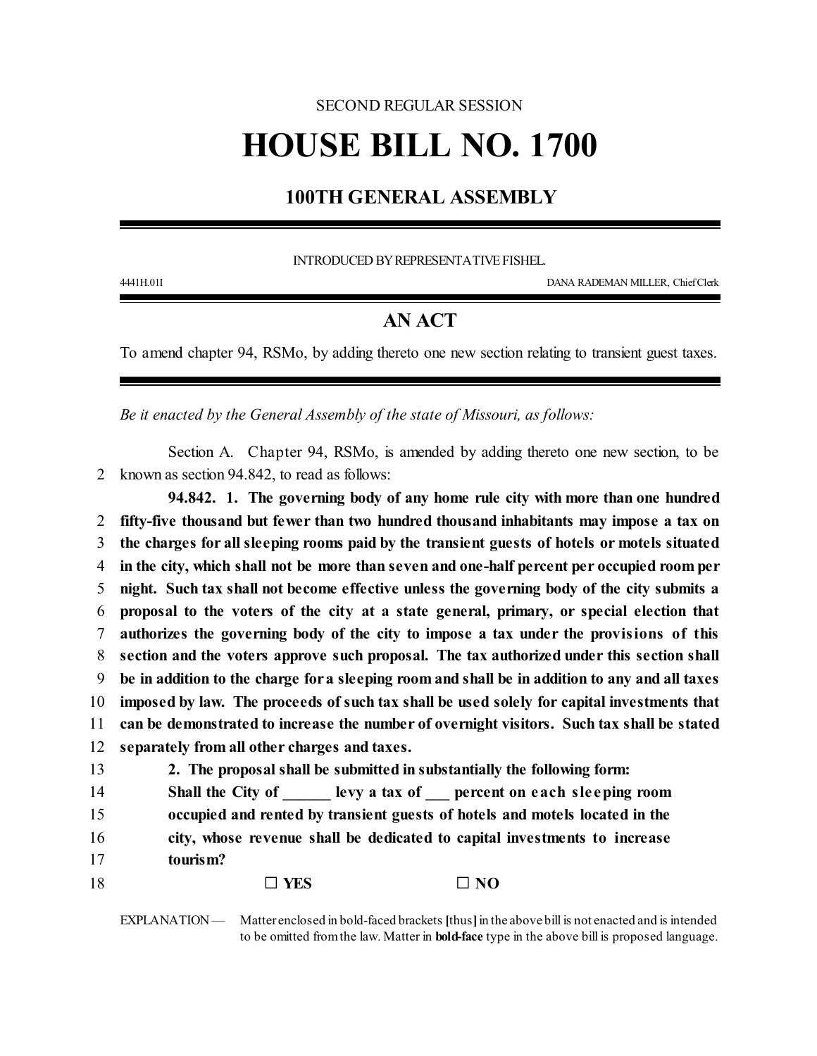SECOND REGULAR SESSION

# HOUSE BILL NO. 1700

## 100TH GENERAL ASSEMBLY

INTRODUCED BY REPRESENTATIVE FISHEL.

4441H.01I DANA RADEMAN MILLER, Chief Clerk

## AN ACT

To amend chapter 94, RSMo, by adding thereto one new section relating to transient guest taxes.

*Be it enacted by the General Assembly of the state of Missouri, as follows:*

Section A. Chapter 94, RSMo, is amended by adding thereto one new section, to be known as section 94.842, to read as follows:

**94.842. 1. The governing body of any home rule city with more than one hundred fifty-five thousand but fewer than two hundred thousand inhabitants may impose a tax on the charges for all sleeping rooms paid by the transient guests of hotels or motels situated in the city, which shall not be more than seven and one-half percent per occupied room per night. Such tax shall not become effective unless the governing body of the city submits a proposal to the voters of the city at a state general, primary, or special election that authorizes the governing body of the city to impose a tax under the provisions of this section and the voters approve such proposal. The tax authorized under this section shall be in addition to the charge for a sleeping room and shall be in addition to any and all taxes imposed by law. The proceeds of such tax shall be used solely for capital investments that can be demonstrated to increase the number of overnight visitors. Such tax shall be stated separately from all other charges and taxes.**

**2. The proposal shall be submitted in substantially the following form:**

**Shall the City of ______ levy a tax of ___ percent on each sleeping room occupied and rented by transient guests of hotels and motels located in the city, whose revenue shall be dedicated to capital investments to increase tourism?**

**☐ YES ☐ NO**

EXPLANATION — Matter enclosed in bold-faced brackets **[**thus**]** in the above bill is not enacted and is intended to be omitted from the law. Matter in **bold-face** type in the above bill is proposed language.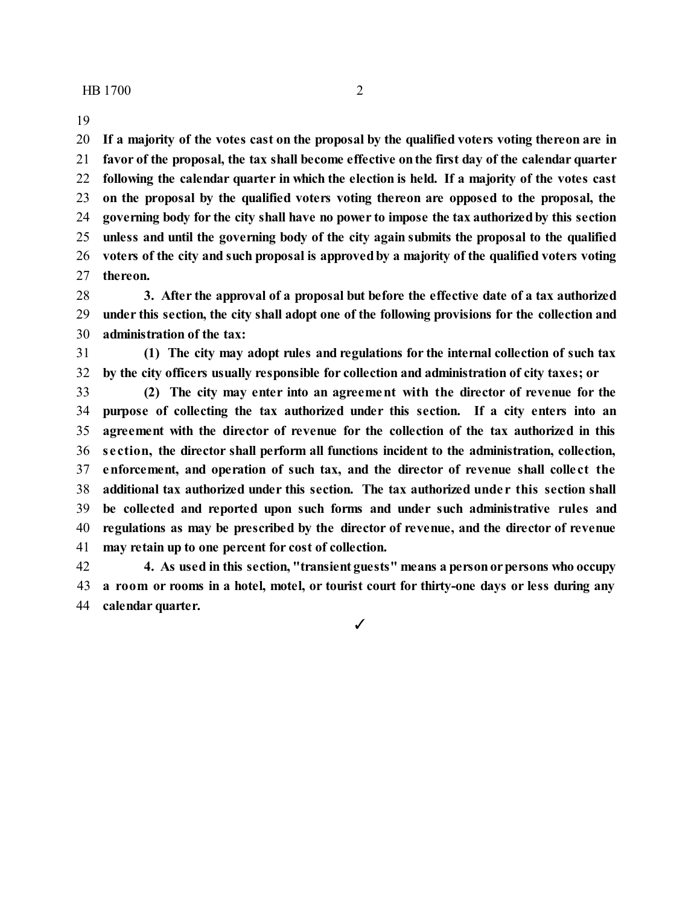**If a majority of the votes cast on the proposal by the qualified voters voting thereon are in favor of the proposal, the tax shall become effective on the first day of the calendar quarter following the calendar quarter in which the election is held. If a majority of the votes cast on the proposal by the qualified voters voting thereon are opposed to the proposal, the governing body for the city shall have no power to impose the tax authorized by this section unless and until the governing body of the city again submits the proposal to the qualified voters of the city and such proposal is approved by a majority of the qualified voters voting thereon.**

**3. After the approval of a proposal but before the effective date of a tax authorized under this section, the city shall adopt one of the following provisions for the collection and administration of the tax:**

**(1) The city may adopt rules and regulations for the internal collection of such tax by the city officers usually responsible for collection and administration of city taxes; or**

**(2) The city may enter into an agreement with the director of revenue for the purpose of collecting the tax authorized under this section. If a city enters into an agreement with the director of revenue for the collection of the tax authorized in this section, the director shall perform all functions incident to the administration, collection, enforcement, and operation of such tax, and the director of revenue shall collect the additional tax authorized under this section. The tax authorized under this section shall be collected and reported upon such forms and under such administrative rules and regulations as may be prescribed by the director of revenue, and the director of revenue may retain up to one percent for cost of collection.**

**4. As used in this section, "transient guests" means a person or persons who occupy a room or rooms in a hotel, motel, or tourist court for thirty-one days or less during any calendar quarter.**

✓